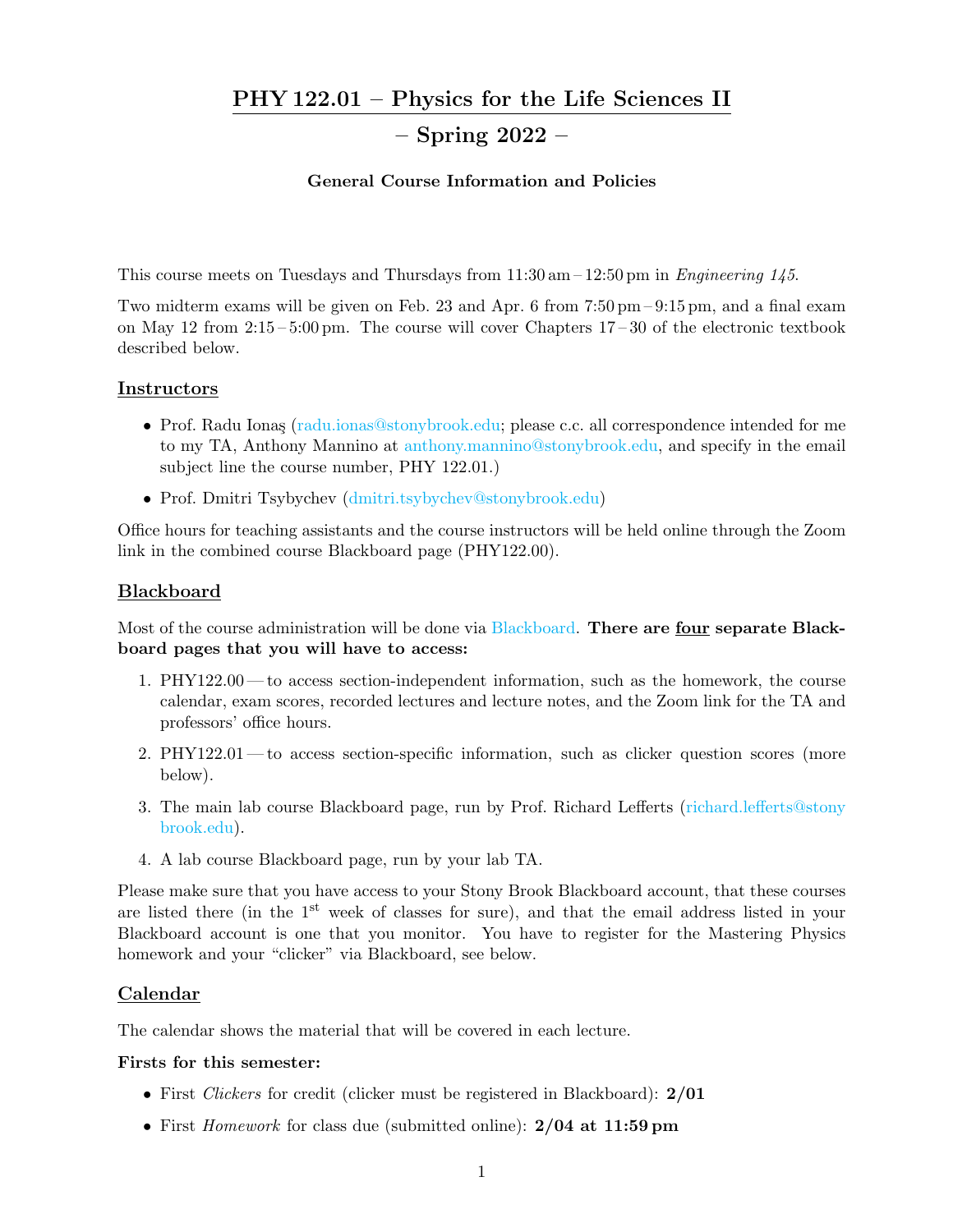# PHY 122.01 – Physics for the Life Sciences II

## – Spring 2022 –

### General Course Information and Policies

This course meets on Tuesdays and Thursdays from 11:30 am – 12:50 pm in *Engineering 145*.

Two midterm exams will be given on Feb. 23 and Apr. 6 from 7:50 pm – 9:15 pm, and a final exam on May 12 from 2:15 – 5:00 pm. The course will cover Chapters 17 – 30 of the electronic textbook described below.

## Instructors

- Prof. Radu Ionaş (radu.ionas@stonybrook.edu; please c.c. all correspondence intended for me to my TA, Anthony Mannino at anthony.mannino@stonybrook.edu, and specify in the email subject line the course number, PHY 122.01.)
- Prof. Dmitri Tsybychev (dmitri.tsybychev@stonybrook.edu)

Office hours for teaching assistants and the course instructors will be held online through the Zoom link in the combined course Blackboard page (PHY122.00).

## Blackboard

Most of the course administration will be done via Blackboard. **There are four separate Blackboard pages that you will have to access:**

1. PHY122.00 — to access section-independent information, such as the homework, the course calendar, exam scores, recorded lectures and lecture notes, and the Zoom link for the TA and professors' office hours.
2. PHY122.01 — to access section-specific information, such as clicker question scores (more below).
3. The main lab course Blackboard page, run by Prof. Richard Lefferts (richard.lefferts@stonybrook.edu).
4. A lab course Blackboard page, run by your lab TA.

Please make sure that you have access to your Stony Brook Blackboard account, that these courses are listed there (in the 1st week of classes for sure), and that the email address listed in your Blackboard account is one that you monitor. You have to register for the Mastering Physics homework and your "clicker" via Blackboard, see below.

## Calendar

The calendar shows the material that will be covered in each lecture.

**Firsts for this semester:**

- First *Clickers* for credit (clicker must be registered in Blackboard): **2/01**
- First *Homework* for class due (submitted online): **2/04 at 11:59 pm**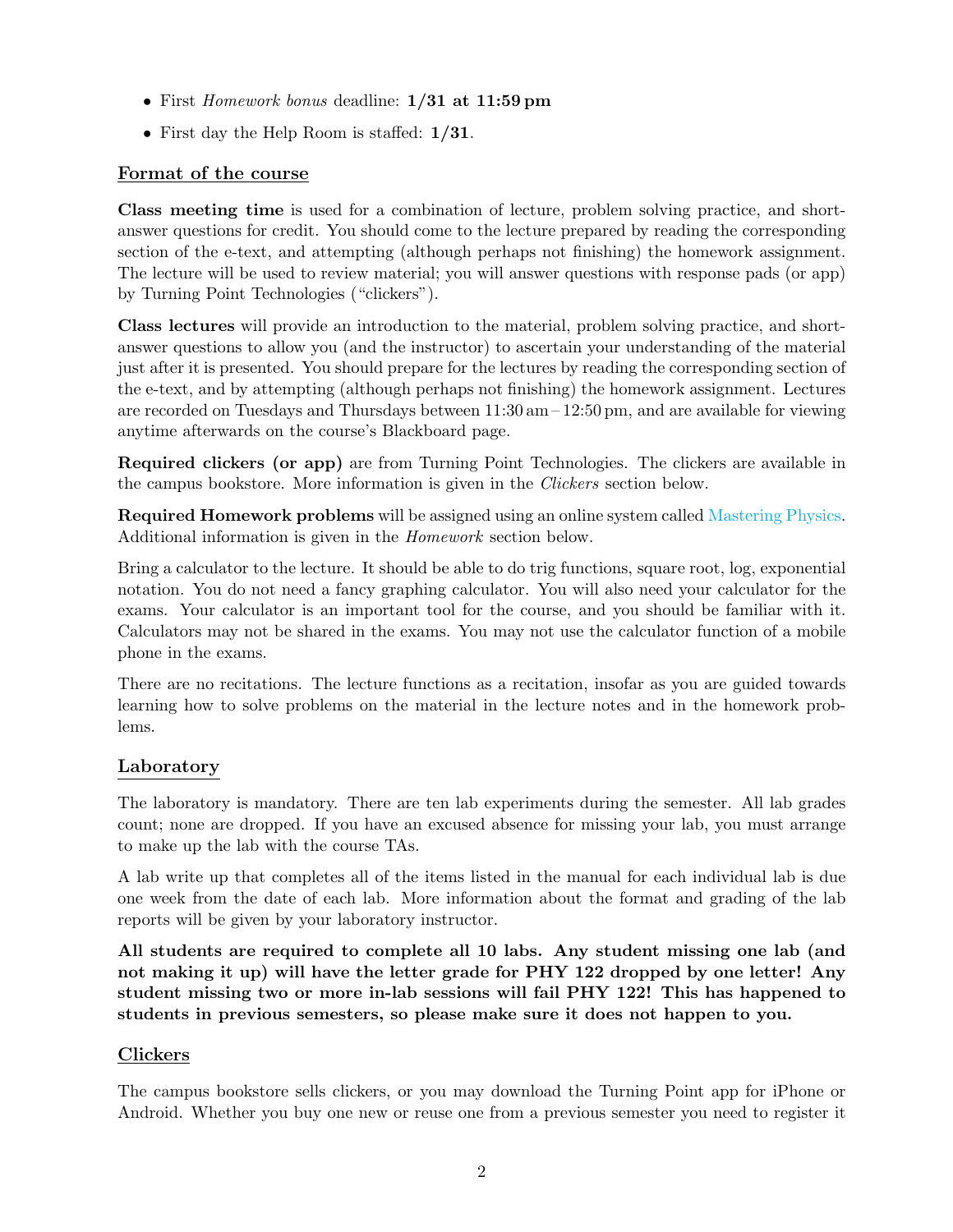- First *Homework bonus* deadline: **1/31 at 11:59 pm**
- First day the Help Room is staffed: **1/31**.

## Format of the course

**Class meeting time** is used for a combination of lecture, problem solving practice, and short-answer questions for credit. You should come to the lecture prepared by reading the corresponding section of the e-text, and attempting (although perhaps not finishing) the homework assignment. The lecture will be used to review material; you will answer questions with response pads (or app) by Turning Point Technologies ("clickers").

**Class lectures** will provide an introduction to the material, problem solving practice, and short-answer questions to allow you (and the instructor) to ascertain your understanding of the material just after it is presented. You should prepare for the lectures by reading the corresponding section of the e-text, and by attempting (although perhaps not finishing) the homework assignment. Lectures are recorded on Tuesdays and Thursdays between 11:30 am – 12:50 pm, and are available for viewing anytime afterwards on the course's Blackboard page.

**Required clickers (or app)** are from Turning Point Technologies. The clickers are available in the campus bookstore. More information is given in the *Clickers* section below.

**Required Homework problems** will be assigned using an online system called Mastering Physics. Additional information is given in the *Homework* section below.

Bring a calculator to the lecture. It should be able to do trig functions, square root, log, exponential notation. You do not need a fancy graphing calculator. You will also need your calculator for the exams. Your calculator is an important tool for the course, and you should be familiar with it. Calculators may not be shared in the exams. You may not use the calculator function of a mobile phone in the exams.

There are no recitations. The lecture functions as a recitation, insofar as you are guided towards learning how to solve problems on the material in the lecture notes and in the homework problems.

## Laboratory

The laboratory is mandatory. There are ten lab experiments during the semester. All lab grades count; none are dropped. If you have an excused absence for missing your lab, you must arrange to make up the lab with the course TAs.

A lab write up that completes all of the items listed in the manual for each individual lab is due one week from the date of each lab. More information about the format and grading of the lab reports will be given by your laboratory instructor.

**All students are required to complete all 10 labs. Any student missing one lab (and not making it up) will have the letter grade for PHY 122 dropped by one letter! Any student missing two or more in-lab sessions will fail PHY 122! This has happened to students in previous semesters, so please make sure it does not happen to you.**

## Clickers

The campus bookstore sells clickers, or you may download the Turning Point app for iPhone or Android. Whether you buy one new or reuse one from a previous semester you need to register it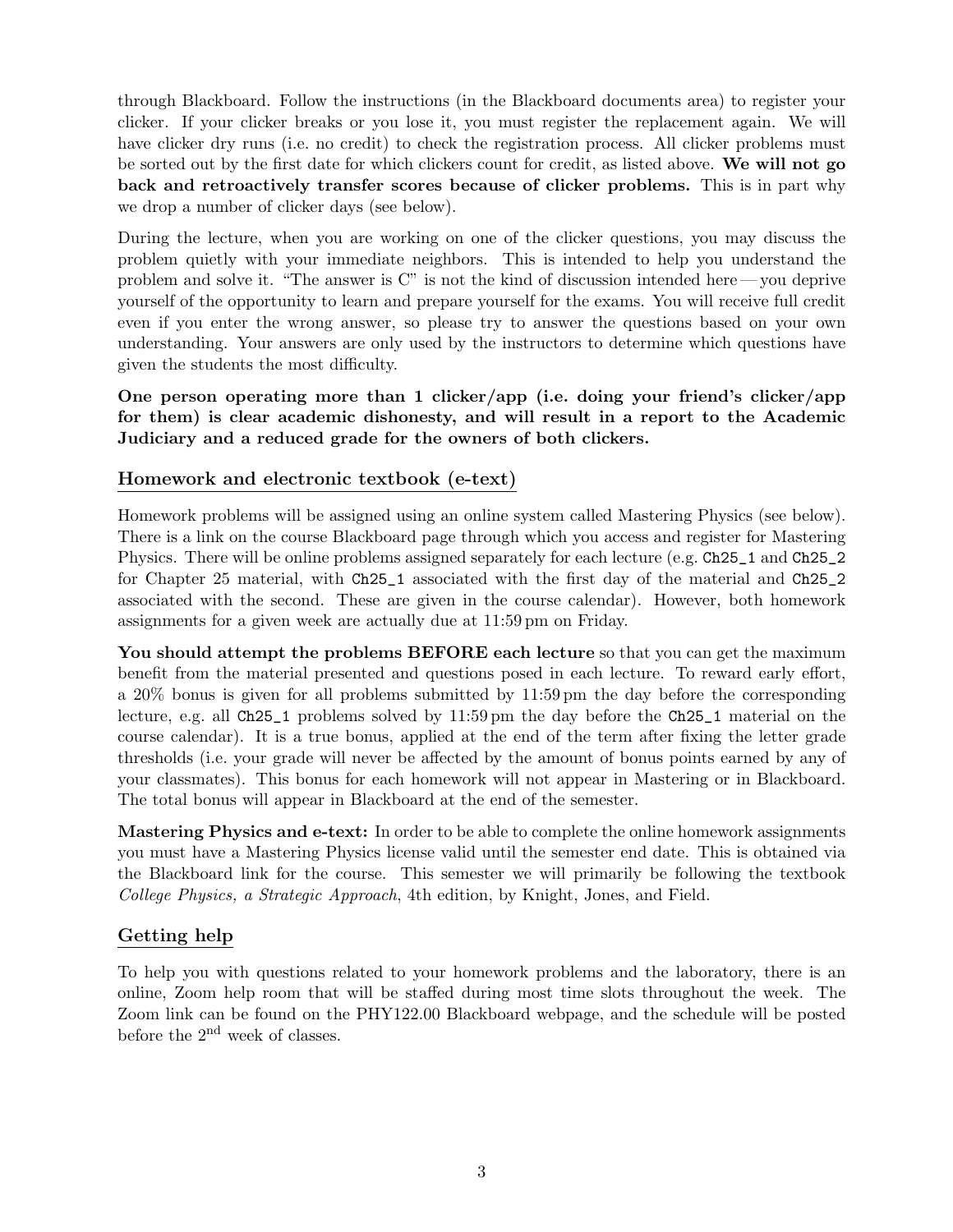through Blackboard. Follow the instructions (in the Blackboard documents area) to register your clicker. If your clicker breaks or you lose it, you must register the replacement again. We will have clicker dry runs (i.e. no credit) to check the registration process. All clicker problems must be sorted out by the first date for which clickers count for credit, as listed above. **We will not go back and retroactively transfer scores because of clicker problems.** This is in part why we drop a number of clicker days (see below).

During the lecture, when you are working on one of the clicker questions, you may discuss the problem quietly with your immediate neighbors. This is intended to help you understand the problem and solve it. "The answer is C" is not the kind of discussion intended here — you deprive yourself of the opportunity to learn and prepare yourself for the exams. You will receive full credit even if you enter the wrong answer, so please try to answer the questions based on your own understanding. Your answers are only used by the instructors to determine which questions have given the students the most difficulty.

**One person operating more than 1 clicker/app (i.e. doing your friend's clicker/app for them) is clear academic dishonesty, and will result in a report to the Academic Judiciary and a reduced grade for the owners of both clickers.**

## Homework and electronic textbook (e-text)

Homework problems will be assigned using an online system called Mastering Physics (see below). There is a link on the course Blackboard page through which you access and register for Mastering Physics. There will be online problems assigned separately for each lecture (e.g. `Ch25_1` and `Ch25_2` for Chapter 25 material, with `Ch25_1` associated with the first day of the material and `Ch25_2` associated with the second. These are given in the course calendar). However, both homework assignments for a given week are actually due at 11:59 pm on Friday.

**You should attempt the problems BEFORE each lecture** so that you can get the maximum benefit from the material presented and questions posed in each lecture. To reward early effort, a 20% bonus is given for all problems submitted by 11:59 pm the day before the corresponding lecture, e.g. all `Ch25_1` problems solved by 11:59 pm the day before the `Ch25_1` material on the course calendar). It is a true bonus, applied at the end of the term after fixing the letter grade thresholds (i.e. your grade will never be affected by the amount of bonus points earned by any of your classmates). This bonus for each homework will not appear in Mastering or in Blackboard. The total bonus will appear in Blackboard at the end of the semester.

**Mastering Physics and e-text:** In order to be able to complete the online homework assignments you must have a Mastering Physics license valid until the semester end date. This is obtained via the Blackboard link for the course. This semester we will primarily be following the textbook *College Physics, a Strategic Approach*, 4th edition, by Knight, Jones, and Field.

## Getting help

To help you with questions related to your homework problems and the laboratory, there is an online, Zoom help room that will be staffed during most time slots throughout the week. The Zoom link can be found on the PHY122.00 Blackboard webpage, and the schedule will be posted before the 2nd week of classes.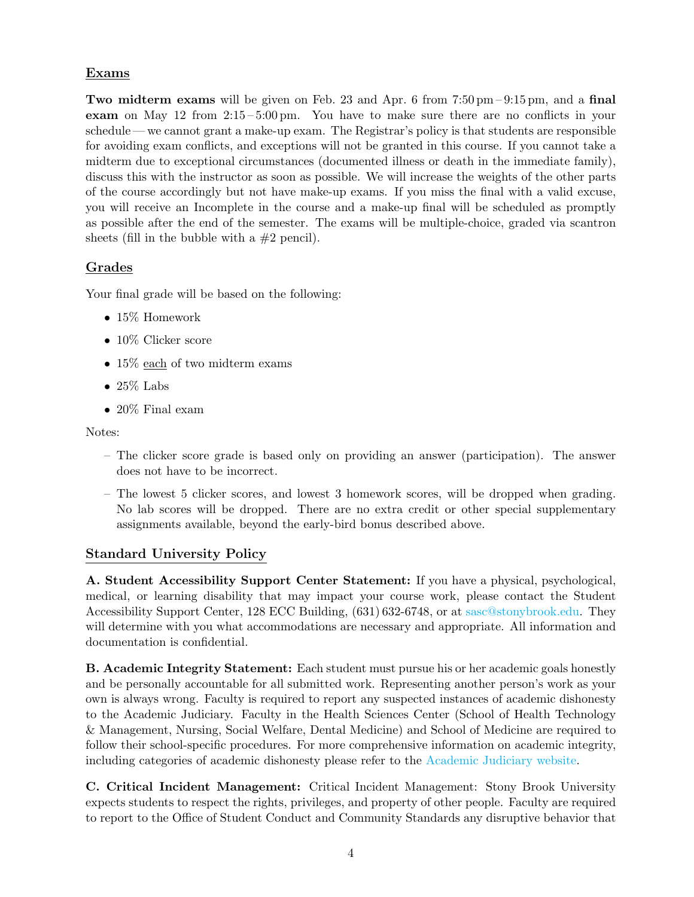## Exams

**Two midterm exams** will be given on Feb. 23 and Apr. 6 from 7:50 pm – 9:15 pm, and a **final exam** on May 12 from 2:15 – 5:00 pm. You have to make sure there are no conflicts in your schedule — we cannot grant a make-up exam. The Registrar's policy is that students are responsible for avoiding exam conflicts, and exceptions will not be granted in this course. If you cannot take a midterm due to exceptional circumstances (documented illness or death in the immediate family), discuss this with the instructor as soon as possible. We will increase the weights of the other parts of the course accordingly but not have make-up exams. If you miss the final with a valid excuse, you will receive an Incomplete in the course and a make-up final will be scheduled as promptly as possible after the end of the semester. The exams will be multiple-choice, graded via scantron sheets (fill in the bubble with a #2 pencil).

## Grades

Your final grade will be based on the following:

- 15% Homework
- 10% Clicker score
- 15% each of two midterm exams
- 25% Labs
- 20% Final exam

Notes:

- The clicker score grade is based only on providing an answer (participation). The answer does not have to be incorrect.
- The lowest 5 clicker scores, and lowest 3 homework scores, will be dropped when grading. No lab scores will be dropped. There are no extra credit or other special supplementary assignments available, beyond the early-bird bonus described above.

## Standard University Policy

**A. Student Accessibility Support Center Statement:** If you have a physical, psychological, medical, or learning disability that may impact your course work, please contact the Student Accessibility Support Center, 128 ECC Building, (631) 632-6748, or at sasc@stonybrook.edu. They will determine with you what accommodations are necessary and appropriate. All information and documentation is confidential.

**B. Academic Integrity Statement:** Each student must pursue his or her academic goals honestly and be personally accountable for all submitted work. Representing another person's work as your own is always wrong. Faculty is required to report any suspected instances of academic dishonesty to the Academic Judiciary. Faculty in the Health Sciences Center (School of Health Technology & Management, Nursing, Social Welfare, Dental Medicine) and School of Medicine are required to follow their school-specific procedures. For more comprehensive information on academic integrity, including categories of academic dishonesty please refer to the Academic Judiciary website.

**C. Critical Incident Management:** Critical Incident Management: Stony Brook University expects students to respect the rights, privileges, and property of other people. Faculty are required to report to the Office of Student Conduct and Community Standards any disruptive behavior that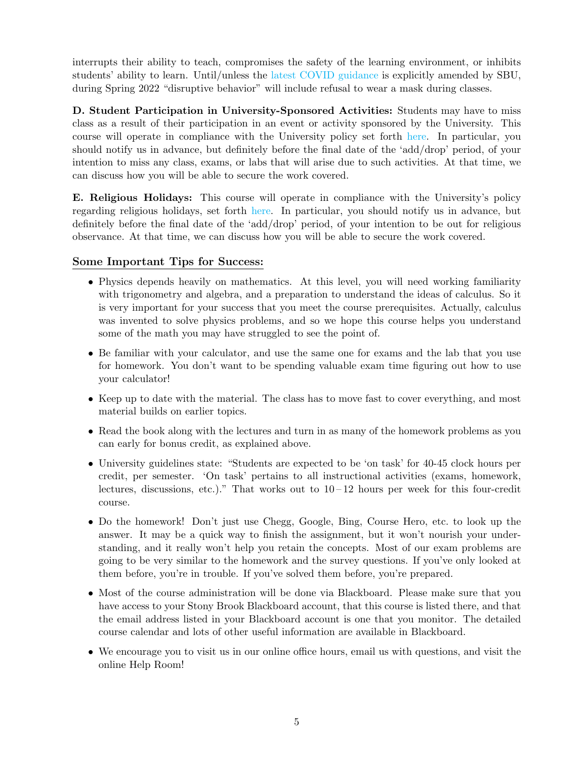interrupts their ability to teach, compromises the safety of the learning environment, or inhibits students' ability to learn. Until/unless the latest COVID guidance is explicitly amended by SBU, during Spring 2022 "disruptive behavior" will include refusal to wear a mask during classes.

**D. Student Participation in University-Sponsored Activities:** Students may have to miss class as a result of their participation in an event or activity sponsored by the University. This course will operate in compliance with the University policy set forth here. In particular, you should notify us in advance, but definitely before the final date of the 'add/drop' period, of your intention to miss any class, exams, or labs that will arise due to such activities. At that time, we can discuss how you will be able to secure the work covered.

**E. Religious Holidays:** This course will operate in compliance with the University's policy regarding religious holidays, set forth here. In particular, you should notify us in advance, but definitely before the final date of the 'add/drop' period, of your intention to be out for religious observance. At that time, we can discuss how you will be able to secure the work covered.

## Some Important Tips for Success:

- Physics depends heavily on mathematics. At this level, you will need working familiarity with trigonometry and algebra, and a preparation to understand the ideas of calculus. So it is very important for your success that you meet the course prerequisites. Actually, calculus was invented to solve physics problems, and so we hope this course helps you understand some of the math you may have struggled to see the point of.
- Be familiar with your calculator, and use the same one for exams and the lab that you use for homework. You don't want to be spending valuable exam time figuring out how to use your calculator!
- Keep up to date with the material. The class has to move fast to cover everything, and most material builds on earlier topics.
- Read the book along with the lectures and turn in as many of the homework problems as you can early for bonus credit, as explained above.
- University guidelines state: "Students are expected to be 'on task' for 40-45 clock hours per credit, per semester. 'On task' pertains to all instructional activities (exams, homework, lectures, discussions, etc.)." That works out to 10 – 12 hours per week for this four-credit course.
- Do the homework! Don't just use Chegg, Google, Bing, Course Hero, etc. to look up the answer. It may be a quick way to finish the assignment, but it won't nourish your understanding, and it really won't help you retain the concepts. Most of our exam problems are going to be very similar to the homework and the survey questions. If you've only looked at them before, you're in trouble. If you've solved them before, you're prepared.
- Most of the course administration will be done via Blackboard. Please make sure that you have access to your Stony Brook Blackboard account, that this course is listed there, and that the email address listed in your Blackboard account is one that you monitor. The detailed course calendar and lots of other useful information are available in Blackboard.
- We encourage you to visit us in our online office hours, email us with questions, and visit the online Help Room!